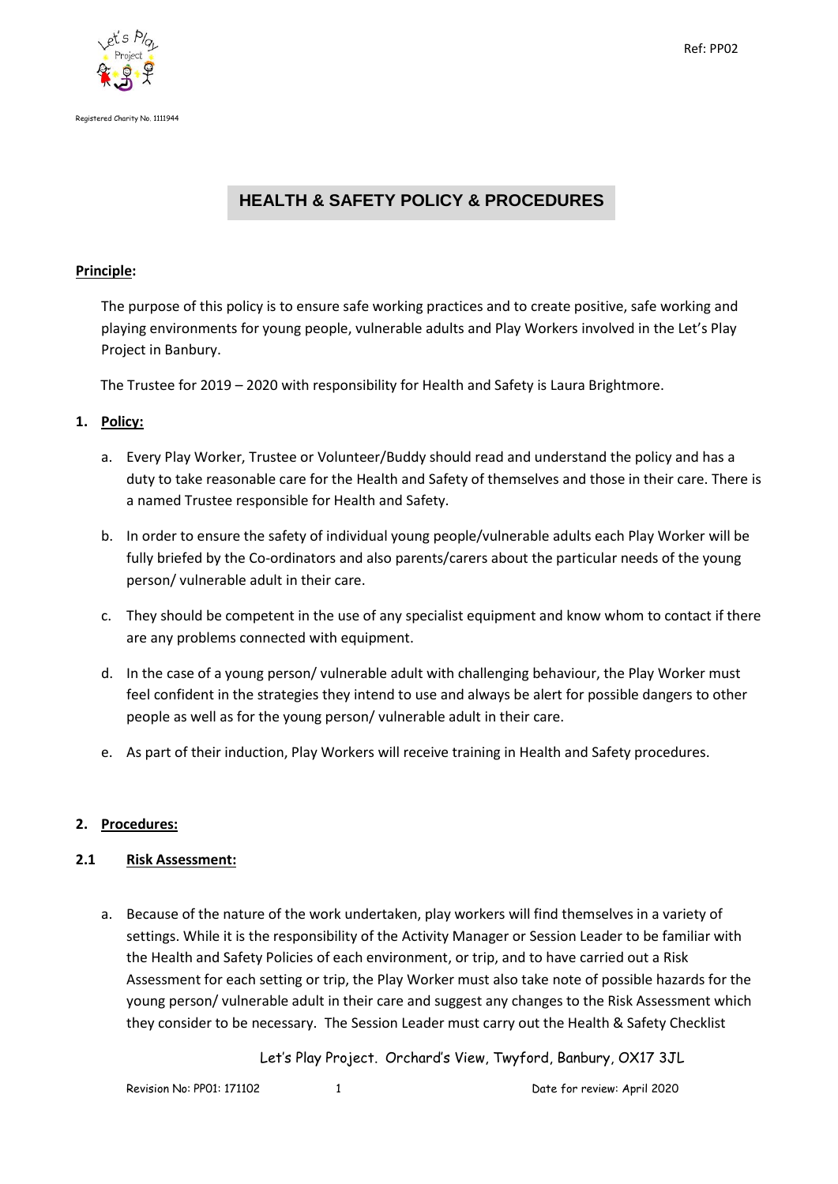Registered Charity No. 1111944

Ref: PP02

# HEALTH & SAFETY POLICY & PROCEDURES

**Principle:**

The purpose of this policy is to ensure safe working practices and to create positive, safe working and playing environments for young people, vulnerable adults and Play Workers involved in the Let's Play Project in Banbury.

The Trustee for 2019 – 2020 with responsibility for Health and Safety is Laura Brightmore.

## 1. Policy:

a. Every Play Worker, Trustee or Volunteer/Buddy should read and understand the policy and has a duty to take reasonable care for the Health and Safety of themselves and those in their care. There is a named Trustee responsible for Health and Safety.

b. In order to ensure the safety of individual young people/vulnerable adults each Play Worker will be fully briefed by the Co-ordinators and also parents/carers about the particular needs of the young person/ vulnerable adult in their care.

c. They should be competent in the use of any specialist equipment and know whom to contact if there are any problems connected with equipment.

d. In the case of a young person/ vulnerable adult with challenging behaviour, the Play Worker must feel confident in the strategies they intend to use and always be alert for possible dangers to other people as well as for the young person/ vulnerable adult in their care.

e. As part of their induction, Play Workers will receive training in Health and Safety procedures.

## 2. Procedures:

### 2.1 Risk Assessment:

a. Because of the nature of the work undertaken, play workers will find themselves in a variety of settings. While it is the responsibility of the Activity Manager or Session Leader to be familiar with the Health and Safety Policies of each environment, or trip, and to have carried out a Risk Assessment for each setting or trip, the Play Worker must also take note of possible hazards for the young person/ vulnerable adult in their care and suggest any changes to the Risk Assessment which they consider to be necessary. The Session Leader must carry out the Health & Safety Checklist

Let's Play Project. Orchard's View, Twyford, Banbury, OX17 3JL

Revision No: PP01: 171102

Date for review: April 2020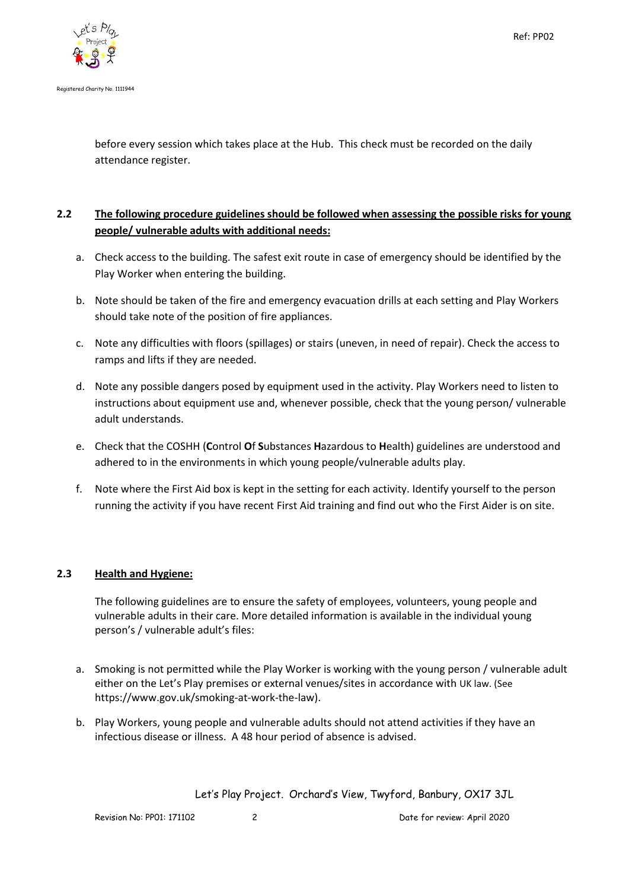before every session which takes place at the Hub. This check must be recorded on the daily attendance register.

## 2.2 The following procedure guidelines should be followed when assessing the possible risks for young people/ vulnerable adults with additional needs:

a. Check access to the building. The safest exit route in case of emergency should be identified by the Play Worker when entering the building.

b. Note should be taken of the fire and emergency evacuation drills at each setting and Play Workers should take note of the position of fire appliances.

c. Note any difficulties with floors (spillages) or stairs (uneven, in need of repair). Check the access to ramps and lifts if they are needed.

d. Note any possible dangers posed by equipment used in the activity. Play Workers need to listen to instructions about equipment use and, whenever possible, check that the young person/ vulnerable adult understands.

e. Check that the COSHH (**C**ontrol **O**f **S**ubstances **H**azardous to **H**ealth) guidelines are understood and adhered to in the environments in which young people/vulnerable adults play.

f. Note where the First Aid box is kept in the setting for each activity. Identify yourself to the person running the activity if you have recent First Aid training and find out who the First Aider is on site.

## 2.3 Health and Hygiene:

The following guidelines are to ensure the safety of employees, volunteers, young people and vulnerable adults in their care. More detailed information is available in the individual young person's / vulnerable adult's files:

a. Smoking is not permitted while the Play Worker is working with the young person / vulnerable adult either on the Let's Play premises or external venues/sites in accordance with UK law. (See https://www.gov.uk/smoking-at-work-the-law).

b. Play Workers, young people and vulnerable adults should not attend activities if they have an infectious disease or illness. A 48 hour period of absence is advised.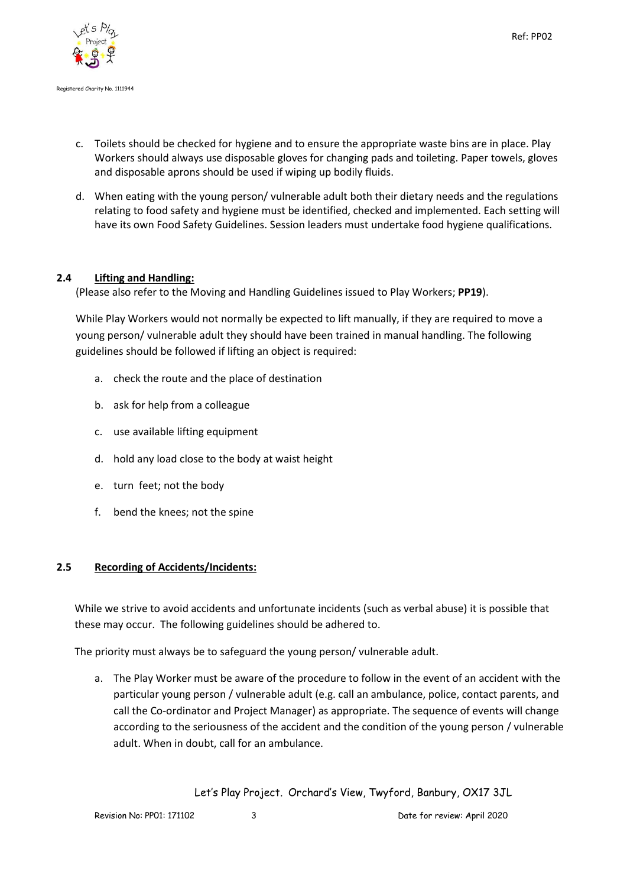c. Toilets should be checked for hygiene and to ensure the appropriate waste bins are in place. Play Workers should always use disposable gloves for changing pads and toileting. Paper towels, gloves and disposable aprons should be used if wiping up bodily fluids.

d. When eating with the young person/ vulnerable adult both their dietary needs and the regulations relating to food safety and hygiene must be identified, checked and implemented. Each setting will have its own Food Safety Guidelines. Session leaders must undertake food hygiene qualifications.

### 2.4 Lifting and Handling:

(Please also refer to the Moving and Handling Guidelines issued to Play Workers; **PP19**).

While Play Workers would not normally be expected to lift manually, if they are required to move a young person/ vulnerable adult they should have been trained in manual handling. The following guidelines should be followed if lifting an object is required:

a. check the route and the place of destination

b. ask for help from a colleague

c. use available lifting equipment

d. hold any load close to the body at waist height

e. turn feet; not the body

f. bend the knees; not the spine

### 2.5 Recording of Accidents/Incidents:

While we strive to avoid accidents and unfortunate incidents (such as verbal abuse) it is possible that these may occur. The following guidelines should be adhered to.

The priority must always be to safeguard the young person/ vulnerable adult.

a. The Play Worker must be aware of the procedure to follow in the event of an accident with the particular young person / vulnerable adult (e.g. call an ambulance, police, contact parents, and call the Co-ordinator and Project Manager) as appropriate. The sequence of events will change according to the seriousness of the accident and the condition of the young person / vulnerable adult. When in doubt, call for an ambulance.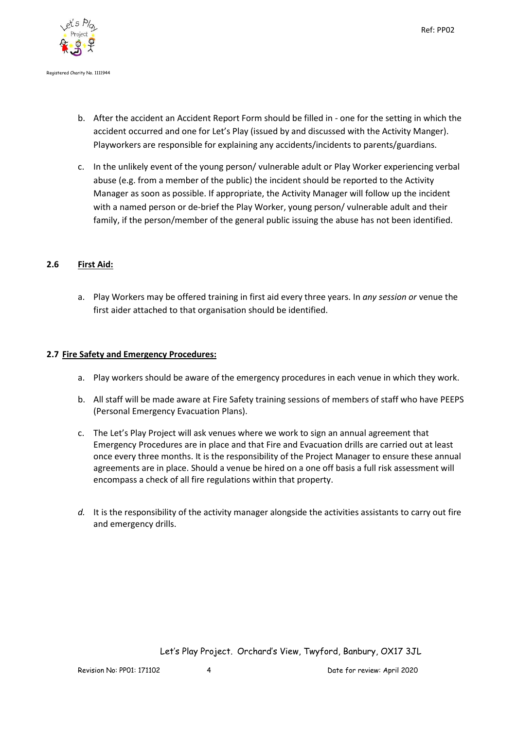b. After the accident an Accident Report Form should be filled in - one for the setting in which the accident occurred and one for Let's Play (issued by and discussed with the Activity Manger). Playworkers are responsible for explaining any accidents/incidents to parents/guardians.

c. In the unlikely event of the young person/ vulnerable adult or Play Worker experiencing verbal abuse (e.g. from a member of the public) the incident should be reported to the Activity Manager as soon as possible. If appropriate, the Activity Manager will follow up the incident with a named person or de-brief the Play Worker, young person/ vulnerable adult and their family, if the person/member of the general public issuing the abuse has not been identified.

### 2.6 <u>First Aid:</u>

a. Play Workers may be offered training in first aid every three years. In *any session or* venue the first aider attached to that organisation should be identified.

### 2.7 <u>Fire Safety and Emergency Procedures:</u>

a. Play workers should be aware of the emergency procedures in each venue in which they work.

b. All staff will be made aware at Fire Safety training sessions of members of staff who have PEEPS (Personal Emergency Evacuation Plans).

c. The Let's Play Project will ask venues where we work to sign an annual agreement that Emergency Procedures are in place and that Fire and Evacuation drills are carried out at least once every three months. It is the responsibility of the Project Manager to ensure these annual agreements are in place. Should a venue be hired on a one off basis a full risk assessment will encompass a check of all fire regulations within that property.

*d.* It is the responsibility of the activity manager alongside the activities assistants to carry out fire and emergency drills.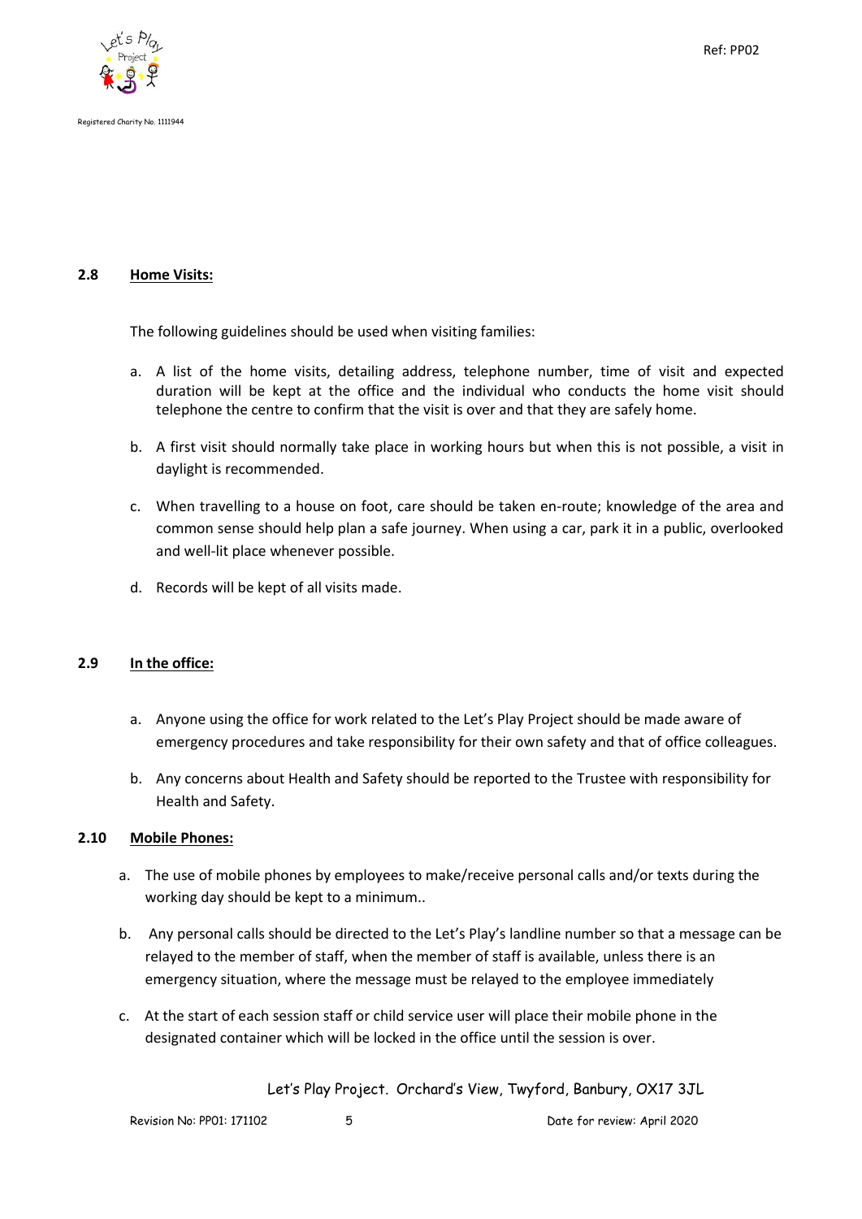## 2.8 Home Visits:

The following guidelines should be used when visiting families:

a. A list of the home visits, detailing address, telephone number, time of visit and expected duration will be kept at the office and the individual who conducts the home visit should telephone the centre to confirm that the visit is over and that they are safely home.

b. A first visit should normally take place in working hours but when this is not possible, a visit in daylight is recommended.

c. When travelling to a house on foot, care should be taken en-route; knowledge of the area and common sense should help plan a safe journey. When using a car, park it in a public, overlooked and well-lit place whenever possible.

d. Records will be kept of all visits made.

## 2.9 In the office:

a. Anyone using the office for work related to the Let's Play Project should be made aware of emergency procedures and take responsibility for their own safety and that of office colleagues.

b. Any concerns about Health and Safety should be reported to the Trustee with responsibility for Health and Safety.

## 2.10 Mobile Phones:

a. The use of mobile phones by employees to make/receive personal calls and/or texts during the working day should be kept to a minimum..

b. Any personal calls should be directed to the Let's Play's landline number so that a message can be relayed to the member of staff, when the member of staff is available, unless there is an emergency situation, where the message must be relayed to the employee immediately

c. At the start of each session staff or child service user will place their mobile phone in the designated container which will be locked in the office until the session is over.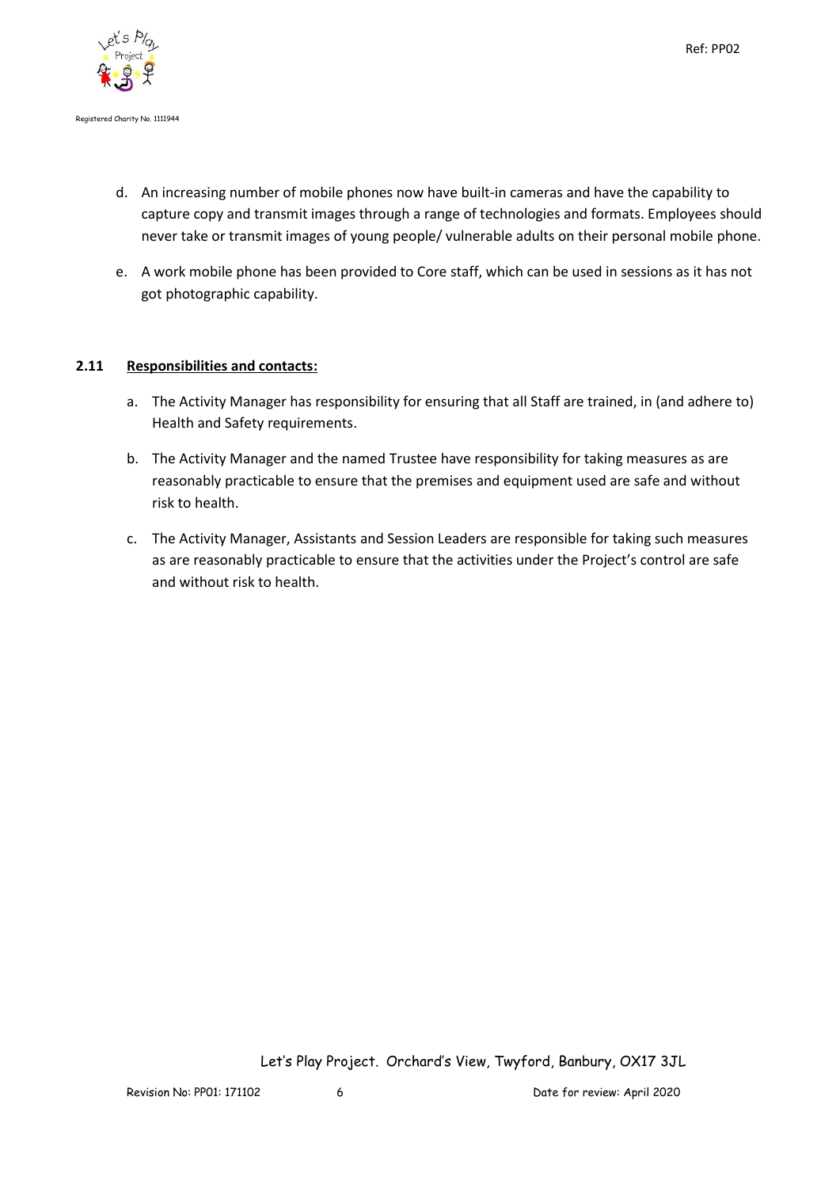d. An increasing number of mobile phones now have built-in cameras and have the capability to capture copy and transmit images through a range of technologies and formats. Employees should never take or transmit images of young people/ vulnerable adults on their personal mobile phone.

e. A work mobile phone has been provided to Core staff, which can be used in sessions as it has not got photographic capability.

**2.11 Responsibilities and contacts:**

a. The Activity Manager has responsibility for ensuring that all Staff are trained, in (and adhere to) Health and Safety requirements.

b. The Activity Manager and the named Trustee have responsibility for taking measures as are reasonably practicable to ensure that the premises and equipment used are safe and without risk to health.

c. The Activity Manager, Assistants and Session Leaders are responsible for taking such measures as are reasonably practicable to ensure that the activities under the Project's control are safe and without risk to health.